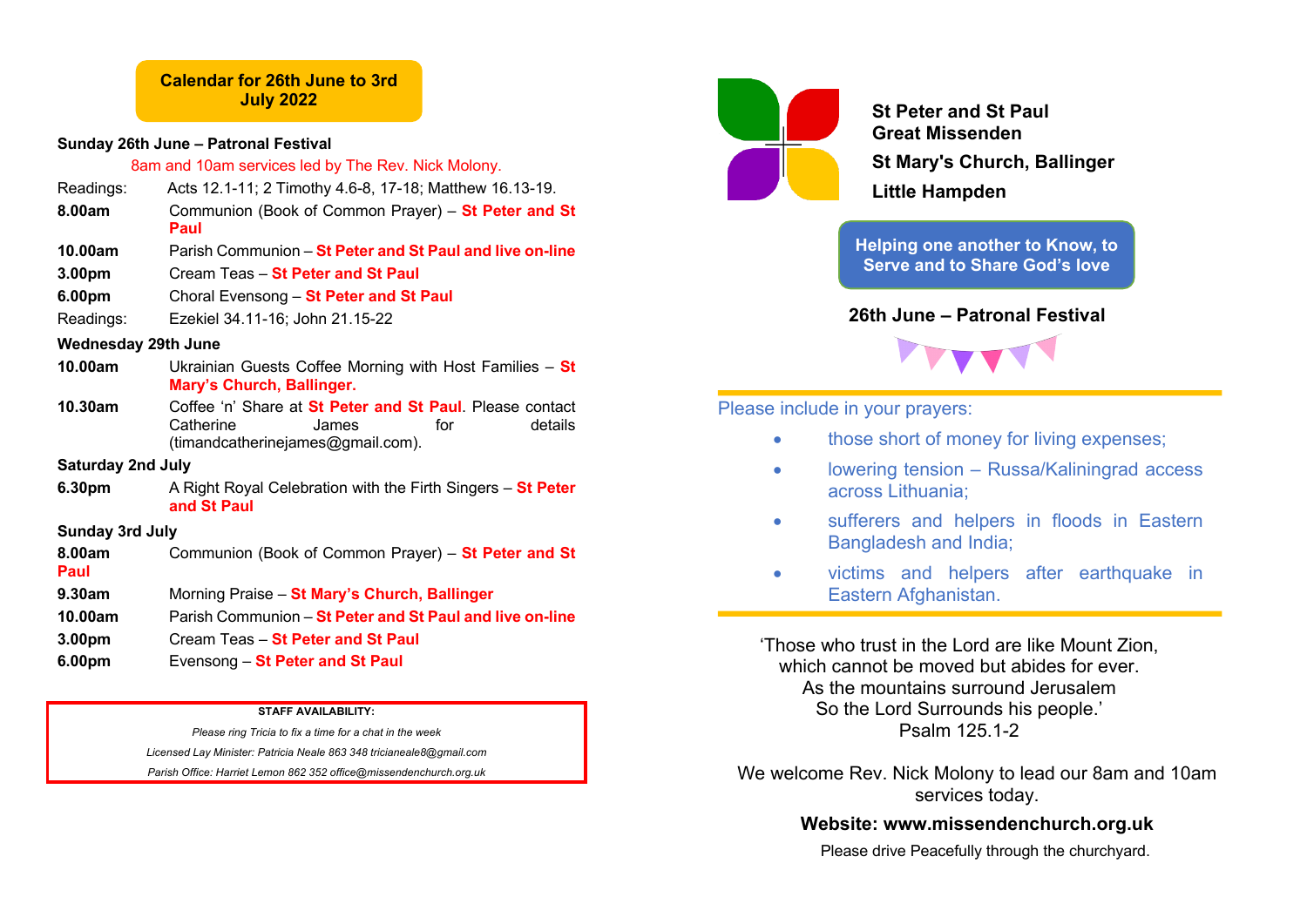## Calendar for 26th June to 3rd July 2022

### Sunday 26th June – Patronal Festival

8am and 10am services led by The Rev. Nick Molony.

Readings: Acts 12.1-11; 2 Timothy 4.6-8, 17-18; Matthew 16.13-19.

**8.00am** Communion (Book of Common Prayer) – **St Peter and St Paul**

**10.00am** Parish Communion – **St Peter and St Paul and live on-line**

**3.00pm** Cream Teas – **St Peter and St Paul**

**6.00pm** Choral Evensong – **St Peter and St Paul**

Readings: Ezekiel 34.11-16; John 21.15-22

### Wednesday 29th June

**10.00am** Ukrainian Guests Coffee Morning with Host Families – **St Mary's Church, Ballinger.**

**10.30am** Coffee 'n' Share at **St Peter and St Paul**. Please contact Catherine James for details (timandcatherinejames@gmail.com).

### Saturday 2nd July

**6.30pm** A Right Royal Celebration with the Firth Singers – **St Peter and St Paul**

### Sunday 3rd July

**8.00am** Communion (Book of Common Prayer) – **St Peter and St Paul**

**9.30am** Morning Praise – **St Mary's Church, Ballinger**

**10.00am** Parish Communion – **St Peter and St Paul and live on-line**

**3.00pm** Cream Teas – **St Peter and St Paul**

**6.00pm** Evensong – **St Peter and St Paul**

**STAFF AVAILABILITY:**

*Please ring Tricia to fix a time for a chat in the week*

*Licensed Lay Minister: Patricia Neale 863 348 tricianeale8@gmail.com*

*Parish Office: Harriet Lemon 862 352 office@missendenchurch.org.uk*

**St Peter and St Paul Great Missenden**

**St Mary's Church, Ballinger**

**Little Hampden**

**Helping one another to Know, to Serve and to Share God's love**

## 26th June – Patronal Festival

Please include in your prayers:

- those short of money for living expenses;
- lowering tension – Russa/Kaliningrad access across Lithuania;
- sufferers and helpers in floods in Eastern Bangladesh and India;
- victims and helpers after earthquake in Eastern Afghanistan.

'Those who trust in the Lord are like Mount Zion,
which cannot be moved but abides for ever.
As the mountains surround Jerusalem
So the Lord Surrounds his people.'
Psalm 125.1-2

We welcome Rev. Nick Molony to lead our 8am and 10am services today.

**Website: www.missendenchurch.org.uk**

Please drive Peacefully through the churchyard.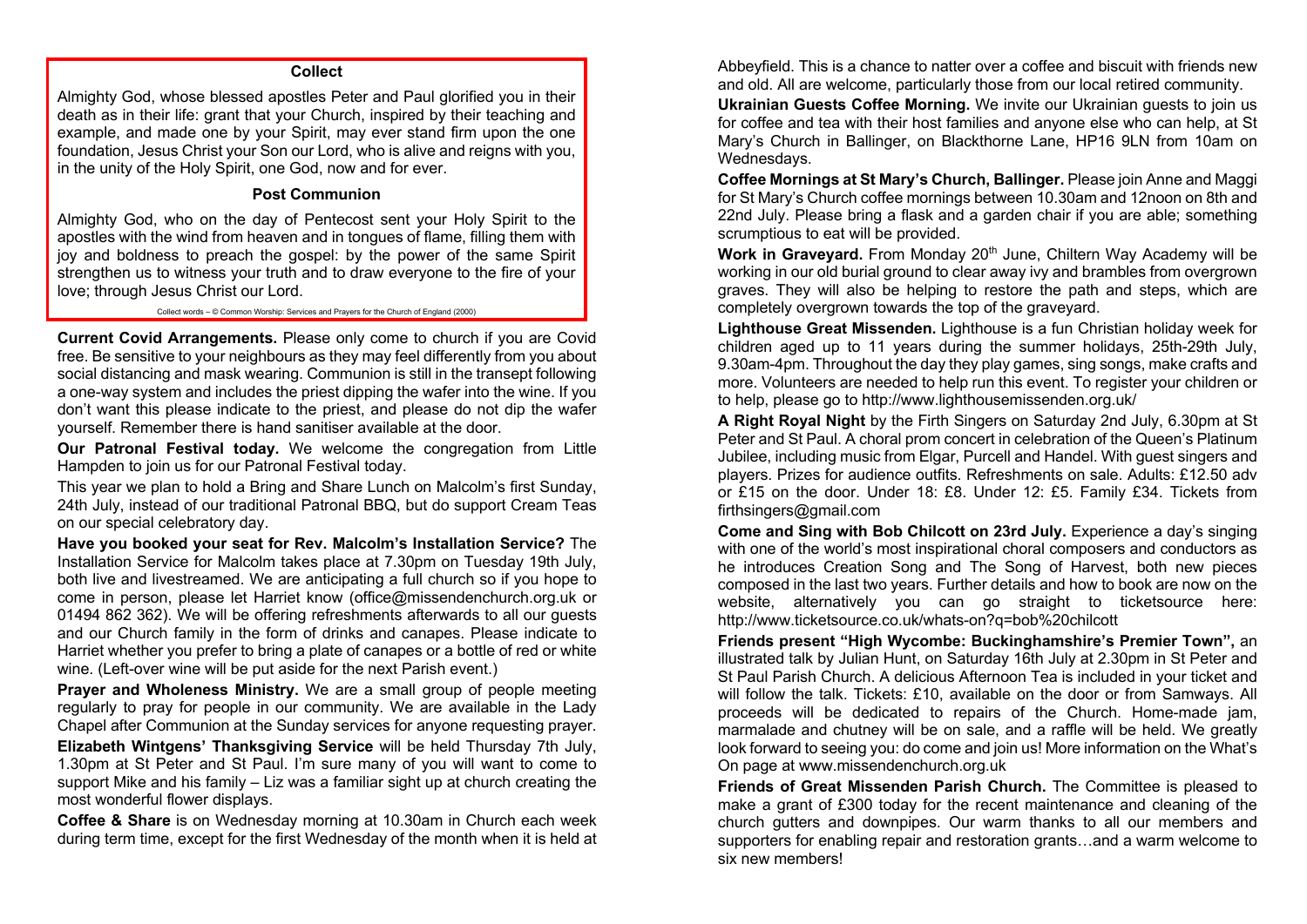### Collect

Almighty God, whose blessed apostles Peter and Paul glorified you in their death as in their life: grant that your Church, inspired by their teaching and example, and made one by your Spirit, may ever stand firm upon the one foundation, Jesus Christ your Son our Lord, who is alive and reigns with you, in the unity of the Holy Spirit, one God, now and for ever.

### Post Communion

Almighty God, who on the day of Pentecost sent your Holy Spirit to the apostles with the wind from heaven and in tongues of flame, filling them with joy and boldness to preach the gospel: by the power of the same Spirit strengthen us to witness your truth and to draw everyone to the fire of your love; through Jesus Christ our Lord.

Collect words – © Common Worship: Services and Prayers for the Church of England (2000)

**Current Covid Arrangements.** Please only come to church if you are Covid free. Be sensitive to your neighbours as they may feel differently from you about social distancing and mask wearing. Communion is still in the transept following a one-way system and includes the priest dipping the wafer into the wine. If you don't want this please indicate to the priest, and please do not dip the wafer yourself. Remember there is hand sanitiser available at the door.

**Our Patronal Festival today.** We welcome the congregation from Little Hampden to join us for our Patronal Festival today.

This year we plan to hold a Bring and Share Lunch on Malcolm's first Sunday, 24th July, instead of our traditional Patronal BBQ, but do support Cream Teas on our special celebratory day.

**Have you booked your seat for Rev. Malcolm's Installation Service?** The Installation Service for Malcolm takes place at 7.30pm on Tuesday 19th July, both live and livestreamed. We are anticipating a full church so if you hope to come in person, please let Harriet know (office@missendenchurch.org.uk or 01494 862 362). We will be offering refreshments afterwards to all our guests and our Church family in the form of drinks and canapes. Please indicate to Harriet whether you prefer to bring a plate of canapes or a bottle of red or white wine. (Left-over wine will be put aside for the next Parish event.)

**Prayer and Wholeness Ministry.** We are a small group of people meeting regularly to pray for people in our community. We are available in the Lady Chapel after Communion at the Sunday services for anyone requesting prayer.

**Elizabeth Wintgens' Thanksgiving Service** will be held Thursday 7th July, 1.30pm at St Peter and St Paul. I'm sure many of you will want to come to support Mike and his family – Liz was a familiar sight up at church creating the most wonderful flower displays.

**Coffee & Share** is on Wednesday morning at 10.30am in Church each week during term time, except for the first Wednesday of the month when it is held at Abbeyfield. This is a chance to natter over a coffee and biscuit with friends new and old. All are welcome, particularly those from our local retired community.

**Ukrainian Guests Coffee Morning.** We invite our Ukrainian guests to join us for coffee and tea with their host families and anyone else who can help, at St Mary's Church in Ballinger, on Blackthorne Lane, HP16 9LN from 10am on Wednesdays.

**Coffee Mornings at St Mary's Church, Ballinger.** Please join Anne and Maggi for St Mary's Church coffee mornings between 10.30am and 12noon on 8th and 22nd July. Please bring a flask and a garden chair if you are able; something scrumptious to eat will be provided.

**Work in Graveyard.** From Monday 20th June, Chiltern Way Academy will be working in our old burial ground to clear away ivy and brambles from overgrown graves. They will also be helping to restore the path and steps, which are completely overgrown towards the top of the graveyard.

**Lighthouse Great Missenden.** Lighthouse is a fun Christian holiday week for children aged up to 11 years during the summer holidays, 25th-29th July, 9.30am-4pm. Throughout the day they play games, sing songs, make crafts and more. Volunteers are needed to help run this event. To register your children or to help, please go to http://www.lighthousemissenden.org.uk/

**A Right Royal Night** by the Firth Singers on Saturday 2nd July, 6.30pm at St Peter and St Paul. A choral prom concert in celebration of the Queen's Platinum Jubilee, including music from Elgar, Purcell and Handel. With guest singers and players. Prizes for audience outfits. Refreshments on sale. Adults: £12.50 adv or £15 on the door. Under 18: £8. Under 12: £5. Family £34. Tickets from firthsingers@gmail.com

**Come and Sing with Bob Chilcott on 23rd July.** Experience a day's singing with one of the world's most inspirational choral composers and conductors as he introduces Creation Song and The Song of Harvest, both new pieces composed in the last two years. Further details and how to book are now on the website, alternatively you can go straight to ticketsource here: http://www.ticketsource.co.uk/whats-on?q=bob%20chilcott

**Friends present "High Wycombe: Buckinghamshire's Premier Town",** an illustrated talk by Julian Hunt, on Saturday 16th July at 2.30pm in St Peter and St Paul Parish Church. A delicious Afternoon Tea is included in your ticket and will follow the talk. Tickets: £10, available on the door or from Samways. All proceeds will be dedicated to repairs of the Church. Home-made jam, marmalade and chutney will be on sale, and a raffle will be held. We greatly look forward to seeing you: do come and join us! More information on the What's On page at www.missendenchurch.org.uk

**Friends of Great Missenden Parish Church.** The Committee is pleased to make a grant of £300 today for the recent maintenance and cleaning of the church gutters and downpipes. Our warm thanks to all our members and supporters for enabling repair and restoration grants…and a warm welcome to six new members!